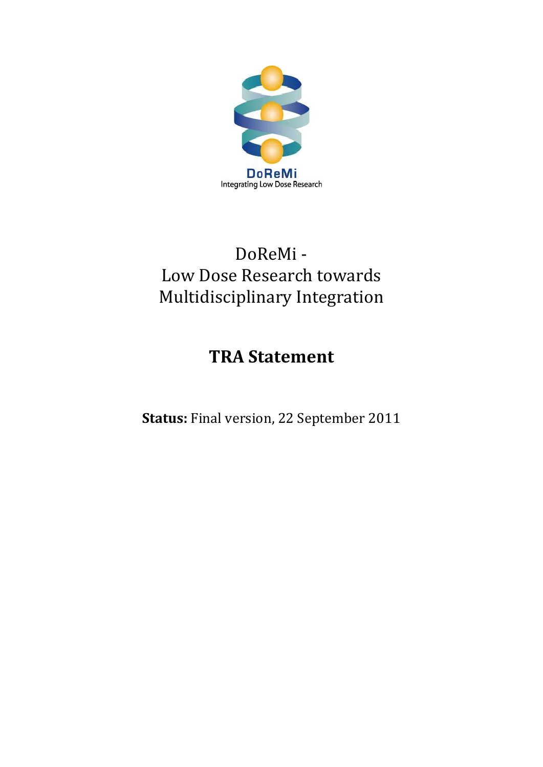DoReMi
Integrating Low Dose Research

# DoReMi - Low Dose Research towards Multidisciplinary Integration

## TRA Statement

**Status:** Final version, 22 September 2011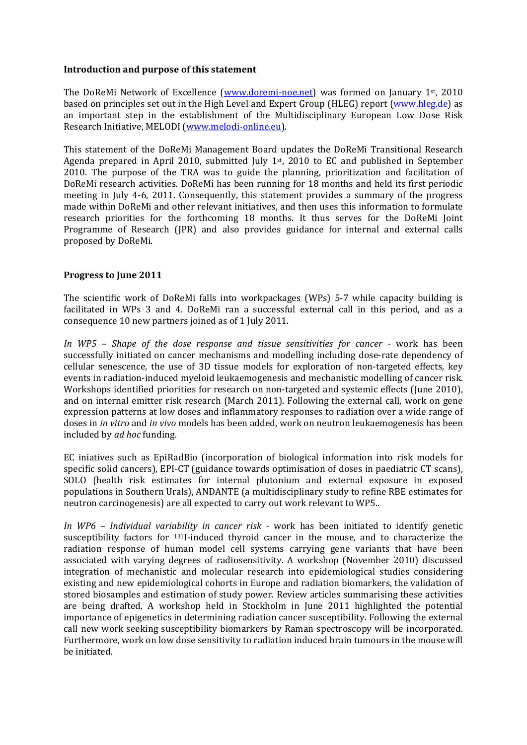**Introduction and purpose of this statement**

The DoReMi Network of Excellence (www.doremi-noe.net) was formed on January 1st, 2010 based on principles set out in the High Level and Expert Group (HLEG) report (www.hleg.de) as an important step in the establishment of the Multidisciplinary European Low Dose Risk Research Initiative, MELODI (www.melodi-online.eu).

This statement of the DoReMi Management Board updates the DoReMi Transitional Research Agenda prepared in April 2010, submitted July 1st, 2010 to EC and published in September 2010. The purpose of the TRA was to guide the planning, prioritization and facilitation of DoReMi research activities. DoReMi has been running for 18 months and held its first periodic meeting in July 4-6, 2011. Consequently, this statement provides a summary of the progress made within DoReMi and other relevant initiatives, and then uses this information to formulate research priorities for the forthcoming 18 months. It thus serves for the DoReMi Joint Programme of Research (JPR) and also provides guidance for internal and external calls proposed by DoReMi.

**Progress to June 2011**

The scientific work of DoReMi falls into workpackages (WPs) 5-7 while capacity building is facilitated in WPs 3 and 4. DoReMi ran a successful external call in this period, and as a consequence 10 new partners joined as of 1 July 2011.

*In WP5 – Shape of the dose response and tissue sensitivities for cancer* - work has been successfully initiated on cancer mechanisms and modelling including dose-rate dependency of cellular senescence, the use of 3D tissue models for exploration of non-targeted effects, key events in radiation-induced myeloid leukaemogenesis and mechanistic modelling of cancer risk. Workshops identified priorities for research on non-targeted and systemic effects (June 2010), and on internal emitter risk research (March 2011). Following the external call, work on gene expression patterns at low doses and inflammatory responses to radiation over a wide range of doses in *in vitro* and *in vivo* models has been added, work on neutron leukaemogenesis has been included by *ad hoc* funding.

EC iniatives such as EpiRadBio (incorporation of biological information into risk models for specific solid cancers), EPI-CT (guidance towards optimisation of doses in paediatric CT scans), SOLO (health risk estimates for internal plutonium and external exposure in exposed populations in Southern Urals), ANDANTE (a multidisciplinary study to refine RBE estimates for neutron carcinogenesis) are all expected to carry out work relevant to WP5..

*In WP6 – Individual variability in cancer risk* - work has been initiated to identify genetic susceptibility factors for $^{131}$I-induced thyroid cancer in the mouse, and to characterize the radiation response of human model cell systems carrying gene variants that have been associated with varying degrees of radiosensitivity. A workshop (November 2010) discussed integration of mechanistic and molecular research into epidemiological studies considering existing and new epidemiological cohorts in Europe and radiation biomarkers, the validation of stored biosamples and estimation of study power. Review articles summarising these activities are being drafted. A workshop held in Stockholm in June 2011 highlighted the potential importance of epigenetics in determining radiation cancer susceptibility. Following the external call new work seeking susceptibility biomarkers by Raman spectroscopy will be incorporated. Furthermore, work on low dose sensitivity to radiation induced brain tumours in the mouse will be initiated.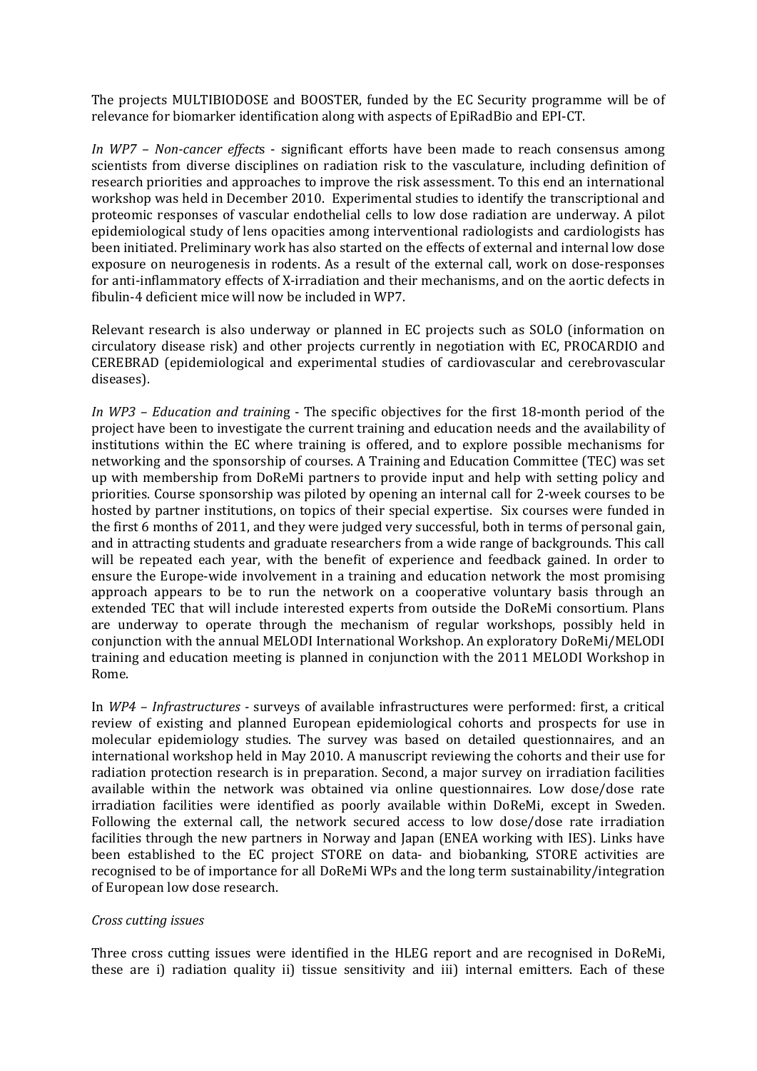The projects MULTIBIODOSE and BOOSTER, funded by the EC Security programme will be of relevance for biomarker identification along with aspects of EpiRadBio and EPI-CT.

*In WP7 – Non-cancer effects* - significant efforts have been made to reach consensus among scientists from diverse disciplines on radiation risk to the vasculature, including definition of research priorities and approaches to improve the risk assessment. To this end an international workshop was held in December 2010. Experimental studies to identify the transcriptional and proteomic responses of vascular endothelial cells to low dose radiation are underway. A pilot epidemiological study of lens opacities among interventional radiologists and cardiologists has been initiated. Preliminary work has also started on the effects of external and internal low dose exposure on neurogenesis in rodents. As a result of the external call, work on dose-responses for anti-inflammatory effects of X-irradiation and their mechanisms, and on the aortic defects in fibulin-4 deficient mice will now be included in WP7.

Relevant research is also underway or planned in EC projects such as SOLO (information on circulatory disease risk) and other projects currently in negotiation with EC, PROCARDIO and CEREBRAD (epidemiological and experimental studies of cardiovascular and cerebrovascular diseases).

*In WP3 – Education and training* - The specific objectives for the first 18-month period of the project have been to investigate the current training and education needs and the availability of institutions within the EC where training is offered, and to explore possible mechanisms for networking and the sponsorship of courses. A Training and Education Committee (TEC) was set up with membership from DoReMi partners to provide input and help with setting policy and priorities. Course sponsorship was piloted by opening an internal call for 2-week courses to be hosted by partner institutions, on topics of their special expertise. Six courses were funded in the first 6 months of 2011, and they were judged very successful, both in terms of personal gain, and in attracting students and graduate researchers from a wide range of backgrounds. This call will be repeated each year, with the benefit of experience and feedback gained. In order to ensure the Europe-wide involvement in a training and education network the most promising approach appears to be to run the network on a cooperative voluntary basis through an extended TEC that will include interested experts from outside the DoReMi consortium. Plans are underway to operate through the mechanism of regular workshops, possibly held in conjunction with the annual MELODI International Workshop. An exploratory DoReMi/MELODI training and education meeting is planned in conjunction with the 2011 MELODI Workshop in Rome.

In *WP4 – Infrastructures* - surveys of available infrastructures were performed: first, a critical review of existing and planned European epidemiological cohorts and prospects for use in molecular epidemiology studies. The survey was based on detailed questionnaires, and an international workshop held in May 2010. A manuscript reviewing the cohorts and their use for radiation protection research is in preparation. Second, a major survey on irradiation facilities available within the network was obtained via online questionnaires. Low dose/dose rate irradiation facilities were identified as poorly available within DoReMi, except in Sweden. Following the external call, the network secured access to low dose/dose rate irradiation facilities through the new partners in Norway and Japan (ENEA working with IES). Links have been established to the EC project STORE on data- and biobanking, STORE activities are recognised to be of importance for all DoReMi WPs and the long term sustainability/integration of European low dose research.

*Cross cutting issues*

Three cross cutting issues were identified in the HLEG report and are recognised in DoReMi, these are i) radiation quality ii) tissue sensitivity and iii) internal emitters. Each of these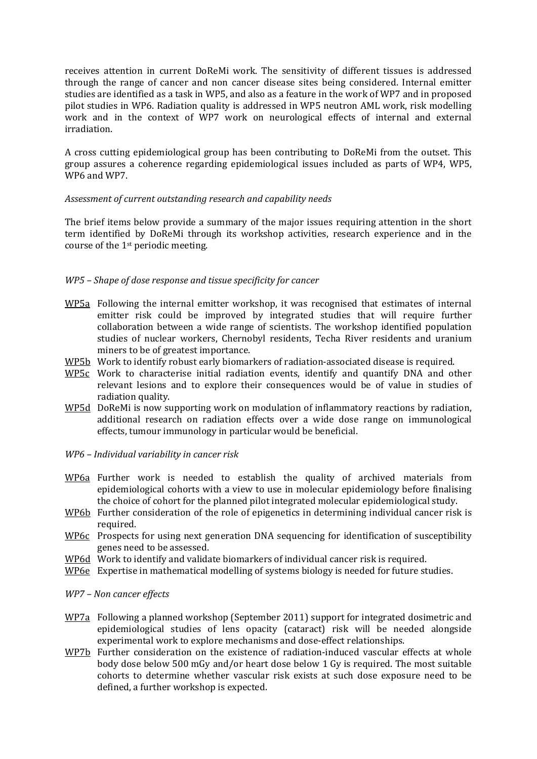receives attention in current DoReMi work. The sensitivity of different tissues is addressed through the range of cancer and non cancer disease sites being considered. Internal emitter studies are identified as a task in WP5, and also as a feature in the work of WP7 and in proposed pilot studies in WP6. Radiation quality is addressed in WP5 neutron AML work, risk modelling work and in the context of WP7 work on neurological effects of internal and external irradiation.

A cross cutting epidemiological group has been contributing to DoReMi from the outset. This group assures a coherence regarding epidemiological issues included as parts of WP4, WP5, WP6 and WP7.

*Assessment of current outstanding research and capability needs*

The brief items below provide a summary of the major issues requiring attention in the short term identified by DoReMi through its workshop activities, research experience and in the course of the 1st periodic meeting.

*WP5 – Shape of dose response and tissue specificity for cancer*

- WP5a Following the internal emitter workshop, it was recognised that estimates of internal emitter risk could be improved by integrated studies that will require further collaboration between a wide range of scientists. The workshop identified population studies of nuclear workers, Chernobyl residents, Techa River residents and uranium miners to be of greatest importance.
- WP5b Work to identify robust early biomarkers of radiation-associated disease is required.
- WP5c Work to characterise initial radiation events, identify and quantify DNA and other relevant lesions and to explore their consequences would be of value in studies of radiation quality.
- WP5d DoReMi is now supporting work on modulation of inflammatory reactions by radiation, additional research on radiation effects over a wide dose range on immunological effects, tumour immunology in particular would be beneficial.

*WP6 – Individual variability in cancer risk*

- WP6a Further work is needed to establish the quality of archived materials from epidemiological cohorts with a view to use in molecular epidemiology before finalising the choice of cohort for the planned pilot integrated molecular epidemiological study.
- WP6b Further consideration of the role of epigenetics in determining individual cancer risk is required.
- WP6c Prospects for using next generation DNA sequencing for identification of susceptibility genes need to be assessed.
- WP6d Work to identify and validate biomarkers of individual cancer risk is required.
- WP6e Expertise in mathematical modelling of systems biology is needed for future studies.

*WP7 – Non cancer effects*

- WP7a Following a planned workshop (September 2011) support for integrated dosimetric and epidemiological studies of lens opacity (cataract) risk will be needed alongside experimental work to explore mechanisms and dose-effect relationships.
- WP7b Further consideration on the existence of radiation-induced vascular effects at whole body dose below 500 mGy and/or heart dose below 1 Gy is required. The most suitable cohorts to determine whether vascular risk exists at such dose exposure need to be defined, a further workshop is expected.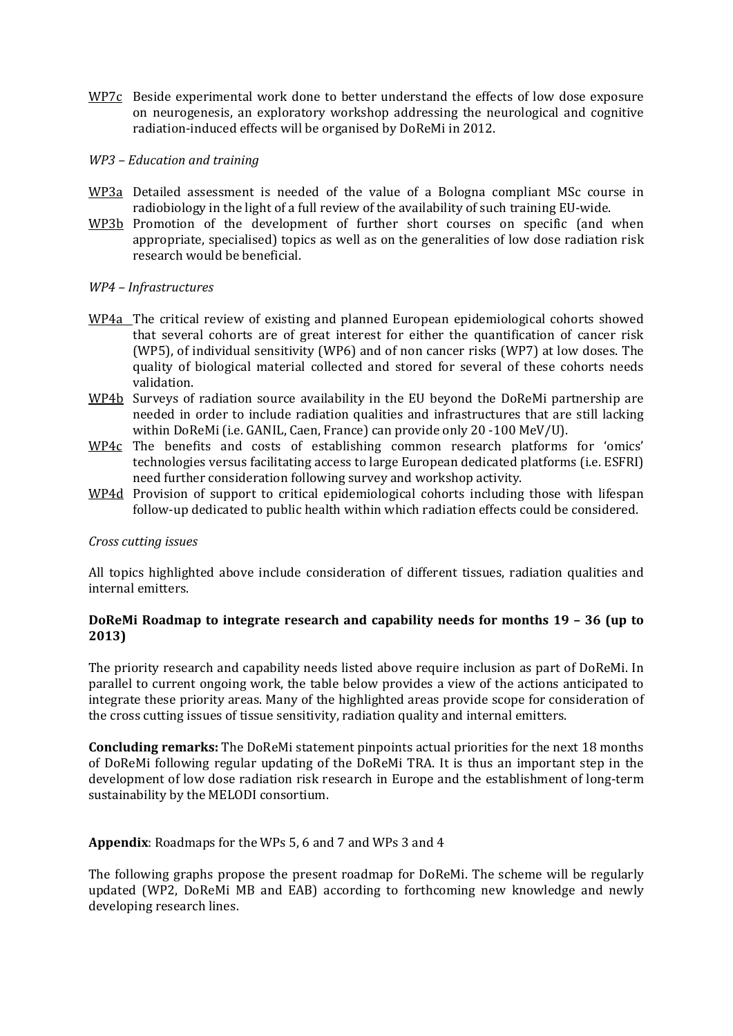WP7c Beside experimental work done to better understand the effects of low dose exposure on neurogenesis, an exploratory workshop addressing the neurological and cognitive radiation-induced effects will be organised by DoReMi in 2012.

*WP3 – Education and training*

WP3a Detailed assessment is needed of the value of a Bologna compliant MSc course in radiobiology in the light of a full review of the availability of such training EU-wide.

WP3b Promotion of the development of further short courses on specific (and when appropriate, specialised) topics as well as on the generalities of low dose radiation risk research would be beneficial.

*WP4 – Infrastructures*

WP4a The critical review of existing and planned European epidemiological cohorts showed that several cohorts are of great interest for either the quantification of cancer risk (WP5), of individual sensitivity (WP6) and of non cancer risks (WP7) at low doses. The quality of biological material collected and stored for several of these cohorts needs validation.

WP4b Surveys of radiation source availability in the EU beyond the DoReMi partnership are needed in order to include radiation qualities and infrastructures that are still lacking within DoReMi (i.e. GANIL, Caen, France) can provide only 20 -100 MeV/U).

WP4c The benefits and costs of establishing common research platforms for 'omics' technologies versus facilitating access to large European dedicated platforms (i.e. ESFRI) need further consideration following survey and workshop activity.

WP4d Provision of support to critical epidemiological cohorts including those with lifespan follow-up dedicated to public health within which radiation effects could be considered.

*Cross cutting issues*

All topics highlighted above include consideration of different tissues, radiation qualities and internal emitters.

**DoReMi Roadmap to integrate research and capability needs for months 19 – 36 (up to 2013)**

The priority research and capability needs listed above require inclusion as part of DoReMi. In parallel to current ongoing work, the table below provides a view of the actions anticipated to integrate these priority areas. Many of the highlighted areas provide scope for consideration of the cross cutting issues of tissue sensitivity, radiation quality and internal emitters.

**Concluding remarks:** The DoReMi statement pinpoints actual priorities for the next 18 months of DoReMi following regular updating of the DoReMi TRA. It is thus an important step in the development of low dose radiation risk research in Europe and the establishment of long-term sustainability by the MELODI consortium.

**Appendix**: Roadmaps for the WPs 5, 6 and 7 and WPs 3 and 4

The following graphs propose the present roadmap for DoReMi. The scheme will be regularly updated (WP2, DoReMi MB and EAB) according to forthcoming new knowledge and newly developing research lines.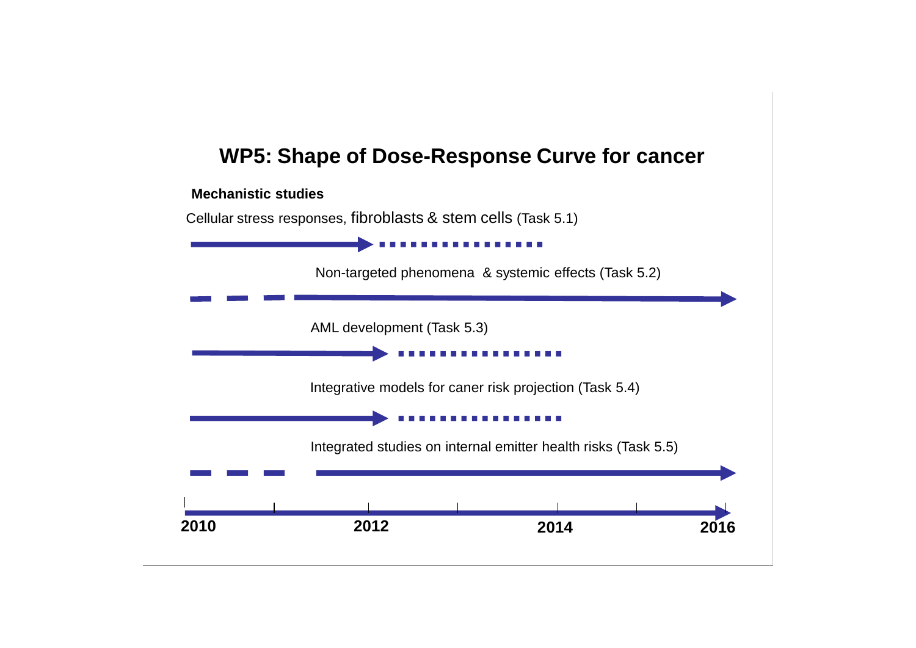# WP5: Shape of Dose-Response Curve for cancer

**Mechanistic studies**

Cellular stress responses, fibroblasts & stem cells (Task 5.1)

Non-targeted phenomena & systemic effects (Task 5.2)

AML development (Task 5.3)

Integrative models for caner risk projection (Task 5.4)

Integrated studies on internal emitter health risks (Task 5.5)

**2010** **2012** **2014** **2016**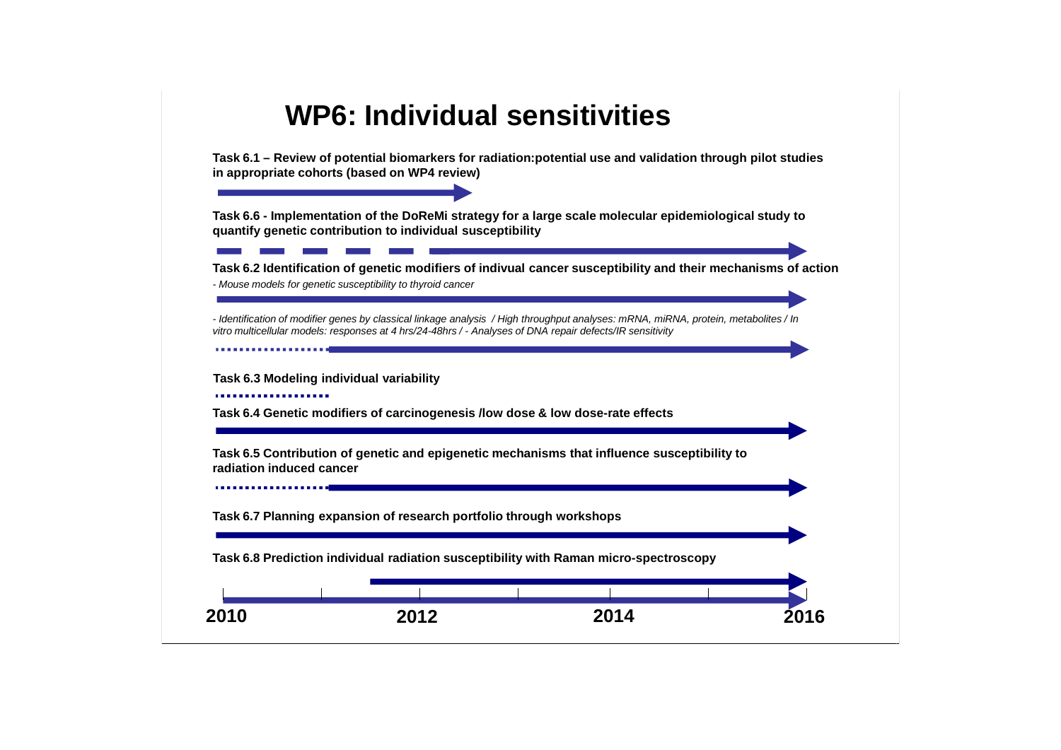# WP6: Individual sensitivities

**Task 6.1 – Review of potential biomarkers for radiation:potential use and validation through pilot studies in appropriate cohorts (based on WP4 review)**

**Task 6.6 - Implementation of the DoReMi strategy for a large scale molecular epidemiological study to quantify genetic contribution to individual susceptibility**

**Task 6.2 Identification of genetic modifiers of indivual cancer susceptibility and their mechanisms of action**

*- Mouse models for genetic susceptibility to thyroid cancer*

*- Identification of modifier genes by classical linkage analysis / High throughput analyses: mRNA, miRNA, protein, metabolites / In vitro multicellular models: responses at 4 hrs/24-48hrs / - Analyses of DNA repair defects/IR sensitivity*

**Task 6.3 Modeling individual variability**

**Task 6.4 Genetic modifiers of carcinogenesis /low dose & low dose-rate effects**

**Task 6.5 Contribution of genetic and epigenetic mechanisms that influence susceptibility to radiation induced cancer**

**Task 6.7 Planning expansion of research portfolio through workshops**

**Task 6.8 Prediction individual radiation susceptibility with Raman micro-spectroscopy**

**2010** **2012** **2014** **2016**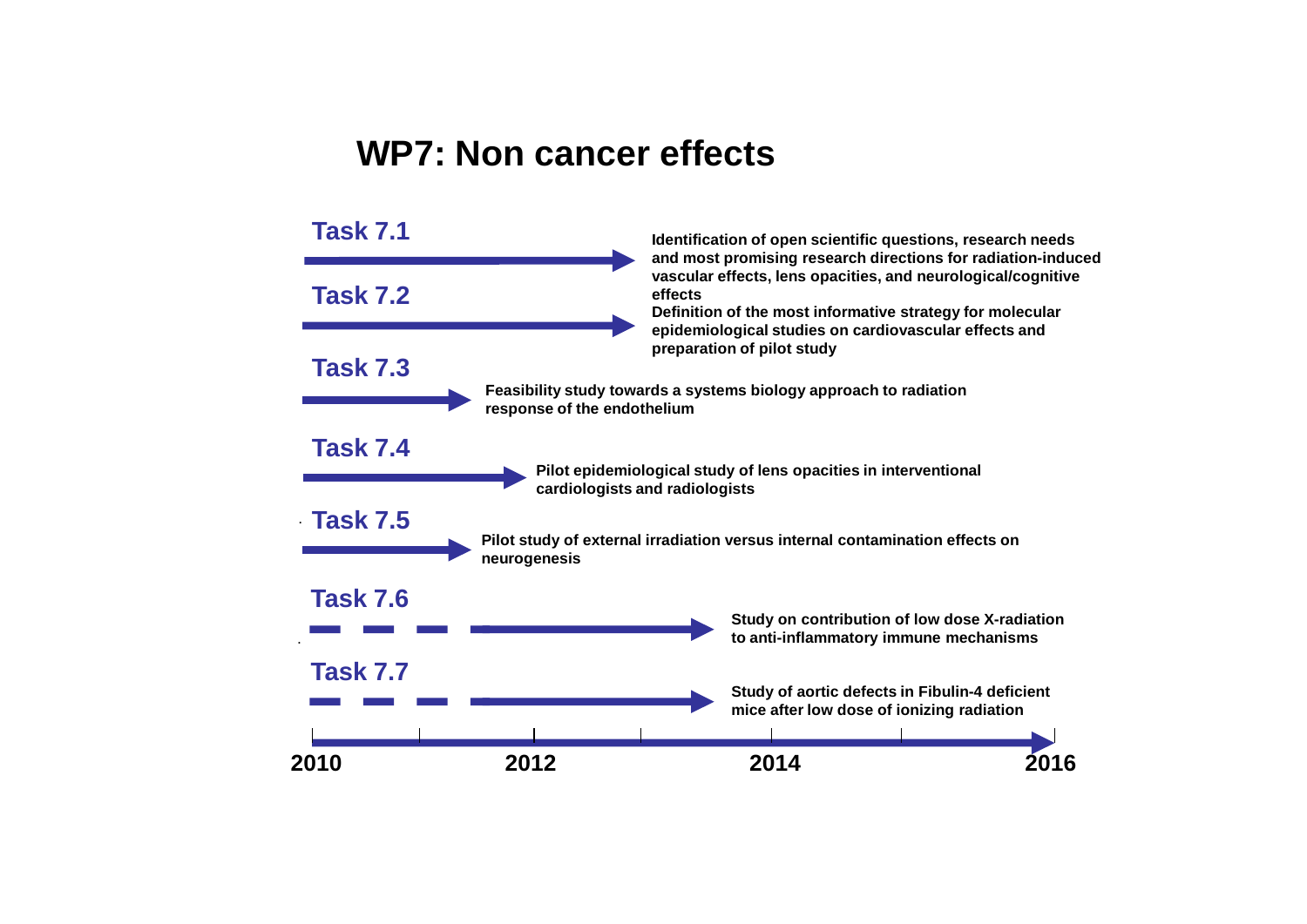# WP7: Non cancer effects

**Task 7.1**

Identification of open scientific questions, research needs and most promising research directions for radiation-induced vascular effects, lens opacities, and neurological/cognitive effects

**Task 7.2**

Definition of the most informative strategy for molecular epidemiological studies on cardiovascular effects and preparation of pilot study

**Task 7.3**

Feasibility study towards a systems biology approach to radiation response of the endothelium

**Task 7.4**

Pilot epidemiological study of lens opacities in interventional cardiologists and radiologists

**Task 7.5**

Pilot study of external irradiation versus internal contamination effects on neurogenesis

**Task 7.6**

Study on contribution of low dose X-radiation to anti-inflammatory immune mechanisms

**Task 7.7**

Study of aortic defects in Fibulin-4 deficient mice after low dose of ionizing radiation

2010 — 2012 — 2014 — 2016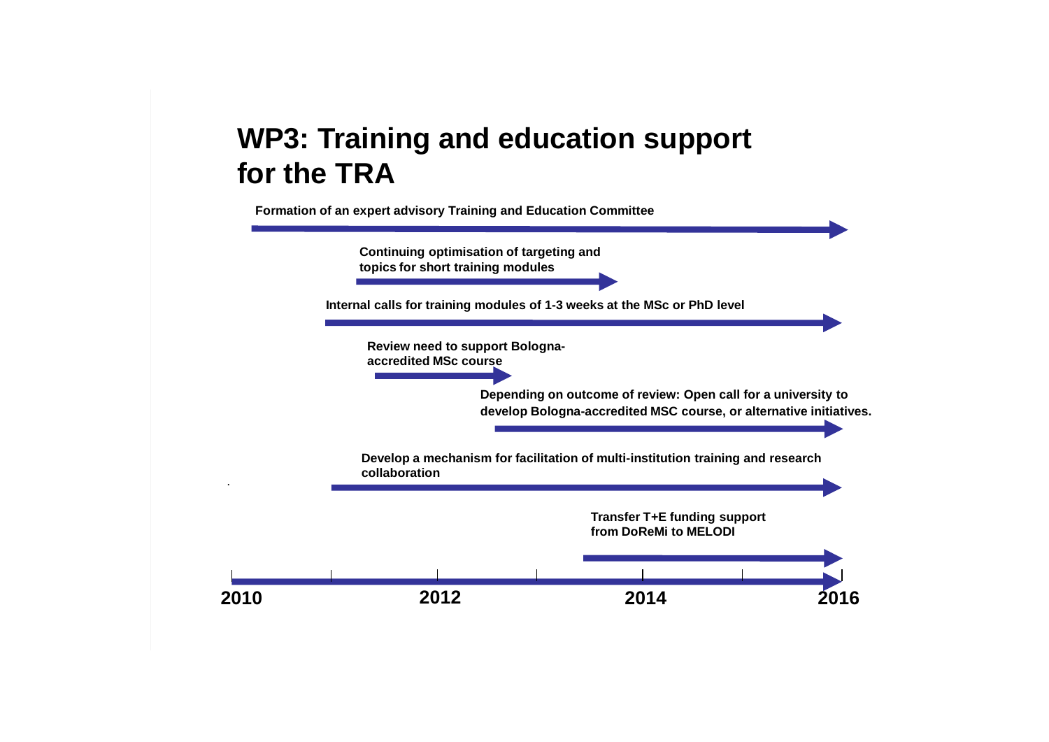# WP3: Training and education support for the TRA

Formation of an expert advisory Training and Education Committee

Continuing optimisation of targeting and topics for short training modules

Internal calls for training modules of 1-3 weeks at the MSc or PhD level

Review need to support Bologna-accredited MSc course

Depending on outcome of review: Open call for a university to develop Bologna-accredited MSC course, or alternative initiatives.

Develop a mechanism for facilitation of multi-institution training and research collaboration

Transfer T+E funding support from DoReMi to MELODI

2010 2012 2014 2016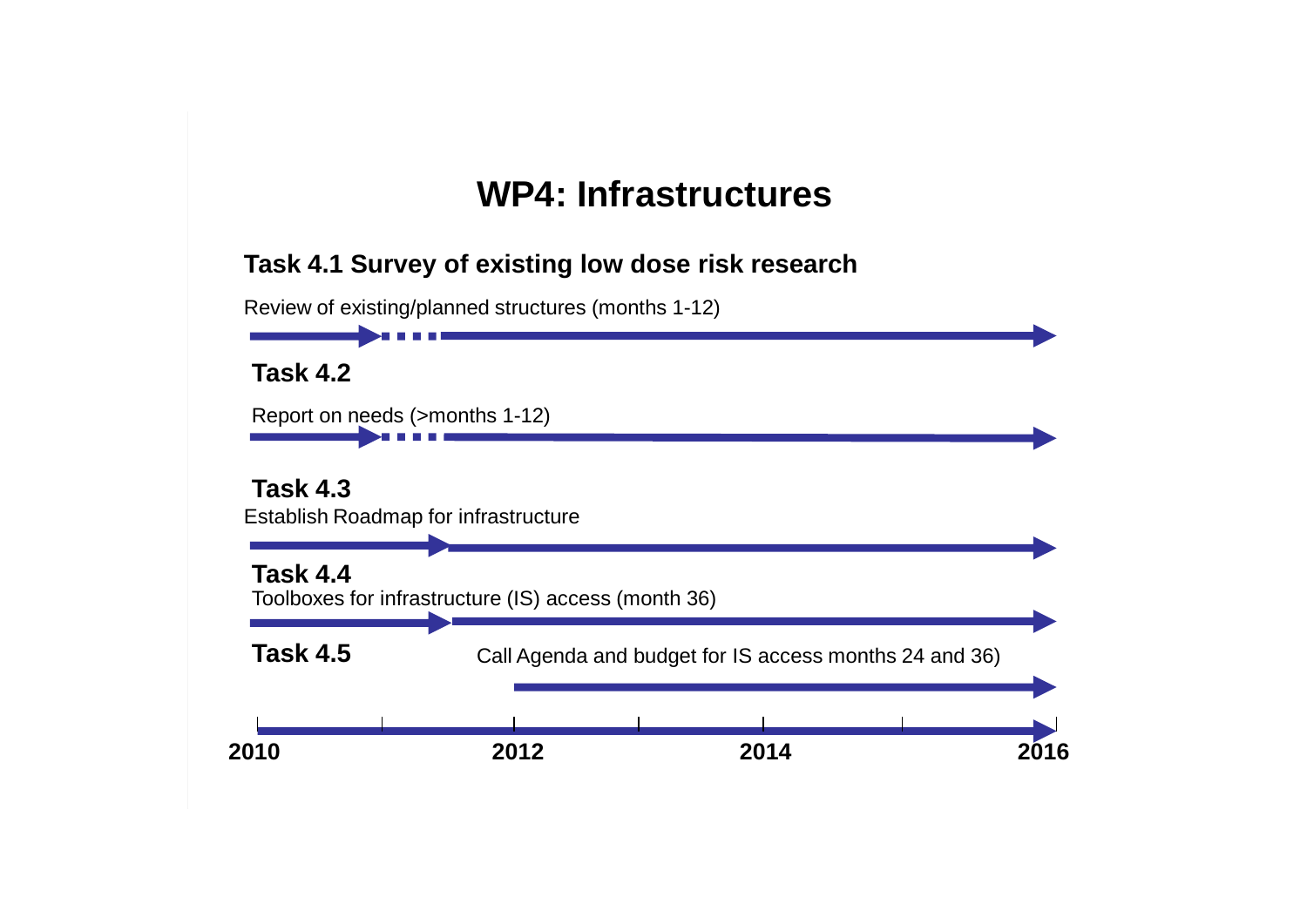# WP4: Infrastructures

**Task 4.1 Survey of existing low dose risk research**

Review of existing/planned structures (months 1-12)

**Task 4.2**

Report on needs (>months 1-12)

**Task 4.3**

Establish Roadmap for infrastructure

**Task 4.4**

Toolboxes for infrastructure (IS) access (month 36)

**Task 4.5**

Call Agenda and budget for IS access months 24 and 36)

2010

2012

2014

2016